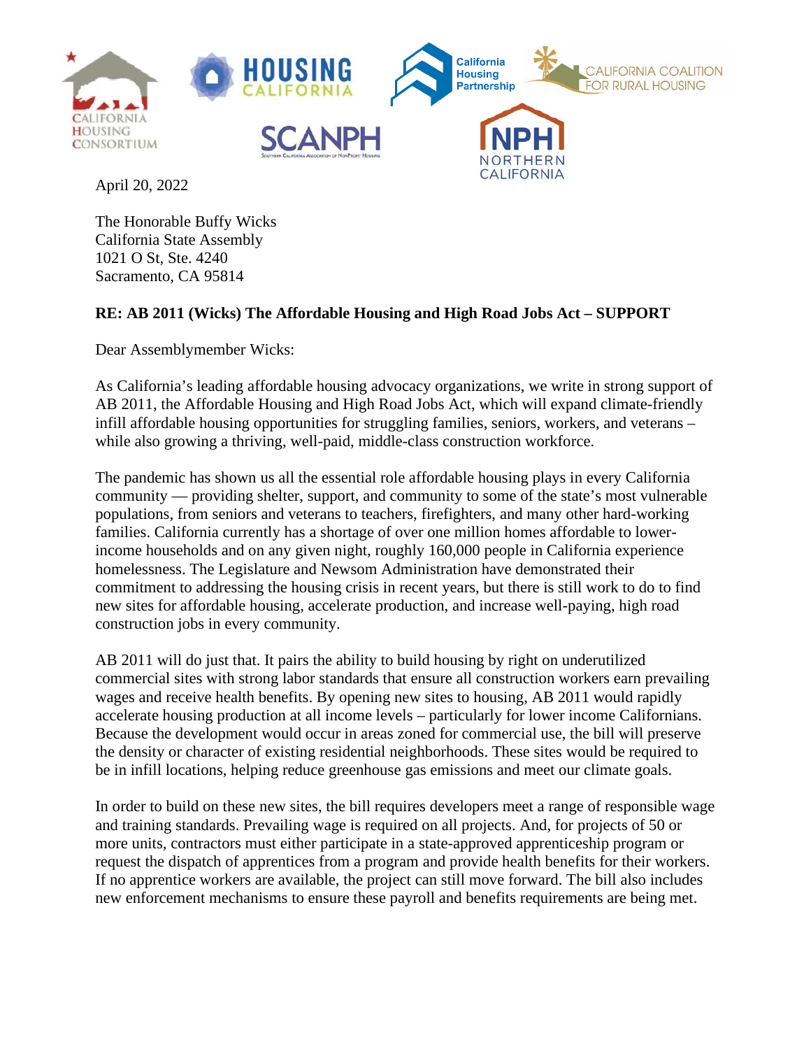April 20, 2022

The Honorable Buffy Wicks
California State Assembly
1021 O St, Ste. 4240
Sacramento, CA 95814

**RE: AB 2011 (Wicks) The Affordable Housing and High Road Jobs Act – SUPPORT**

Dear Assemblymember Wicks:

As California's leading affordable housing advocacy organizations, we write in strong support of AB 2011, the Affordable Housing and High Road Jobs Act, which will expand climate-friendly infill affordable housing opportunities for struggling families, seniors, workers, and veterans – while also growing a thriving, well-paid, middle-class construction workforce.

The pandemic has shown us all the essential role affordable housing plays in every California community — providing shelter, support, and community to some of the state's most vulnerable populations, from seniors and veterans to teachers, firefighters, and many other hard-working families. California currently has a shortage of over one million homes affordable to lower-income households and on any given night, roughly 160,000 people in California experience homelessness. The Legislature and Newsom Administration have demonstrated their commitment to addressing the housing crisis in recent years, but there is still work to do to find new sites for affordable housing, accelerate production, and increase well-paying, high road construction jobs in every community.

AB 2011 will do just that. It pairs the ability to build housing by right on underutilized commercial sites with strong labor standards that ensure all construction workers earn prevailing wages and receive health benefits. By opening new sites to housing, AB 2011 would rapidly accelerate housing production at all income levels – particularly for lower income Californians. Because the development would occur in areas zoned for commercial use, the bill will preserve the density or character of existing residential neighborhoods. These sites would be required to be in infill locations, helping reduce greenhouse gas emissions and meet our climate goals.

In order to build on these new sites, the bill requires developers meet a range of responsible wage and training standards. Prevailing wage is required on all projects. And, for projects of 50 or more units, contractors must either participate in a state-approved apprenticeship program or request the dispatch of apprentices from a program and provide health benefits for their workers. If no apprentice workers are available, the project can still move forward. The bill also includes new enforcement mechanisms to ensure these payroll and benefits requirements are being met.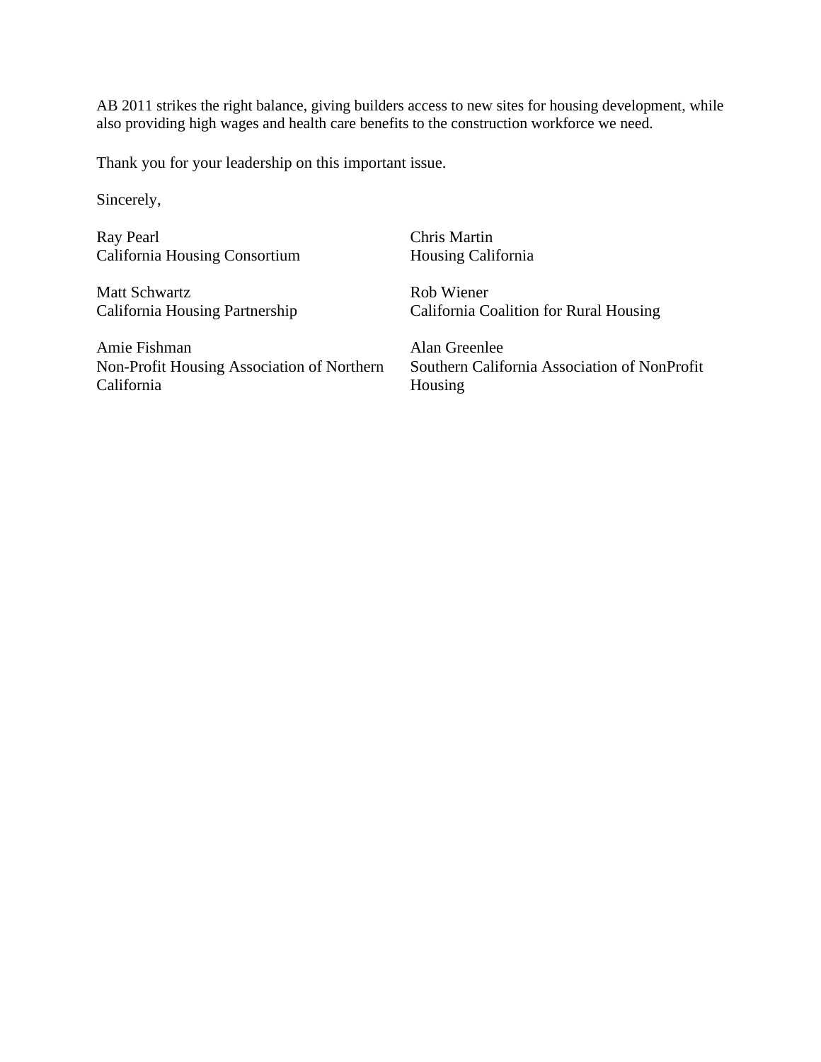AB 2011 strikes the right balance, giving builders access to new sites for housing development, while also providing high wages and health care benefits to the construction workforce we need.

Thank you for your leadership on this important issue.

Sincerely,

Ray Pearl
California Housing Consortium

Chris Martin
Housing California

Matt Schwartz
California Housing Partnership

Rob Wiener
California Coalition for Rural Housing

Amie Fishman
Non-Profit Housing Association of Northern California

Alan Greenlee
Southern California Association of NonProfit Housing